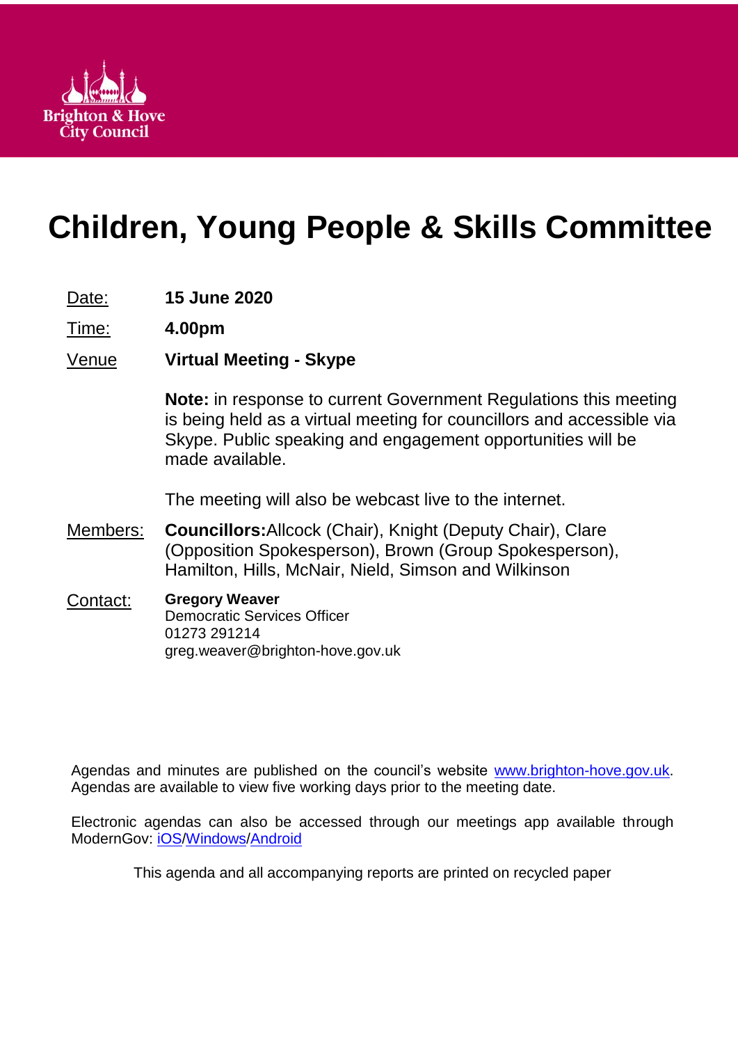Brighton & Hove City Council

# Children, Young People & Skills Committee

Date: **15 June 2020**

Time: **4.00pm**

Venue **Virtual Meeting - Skype**

**Note:** in response to current Government Regulations this meeting is being held as a virtual meeting for councillors and accessible via Skype. Public speaking and engagement opportunities will be made available.

The meeting will also be webcast live to the internet.

Members: **Councillors:** Allcock (Chair), Knight (Deputy Chair), Clare (Opposition Spokesperson), Brown (Group Spokesperson), Hamilton, Hills, McNair, Nield, Simson and Wilkinson

Contact: **Gregory Weaver**
Democratic Services Officer
01273 291214
greg.weaver@brighton-hove.gov.uk

Agendas and minutes are published on the council's website www.brighton-hove.gov.uk. Agendas are available to view five working days prior to the meeting date.

Electronic agendas can also be accessed through our meetings app available through ModernGov: iOS/Windows/Android

This agenda and all accompanying reports are printed on recycled paper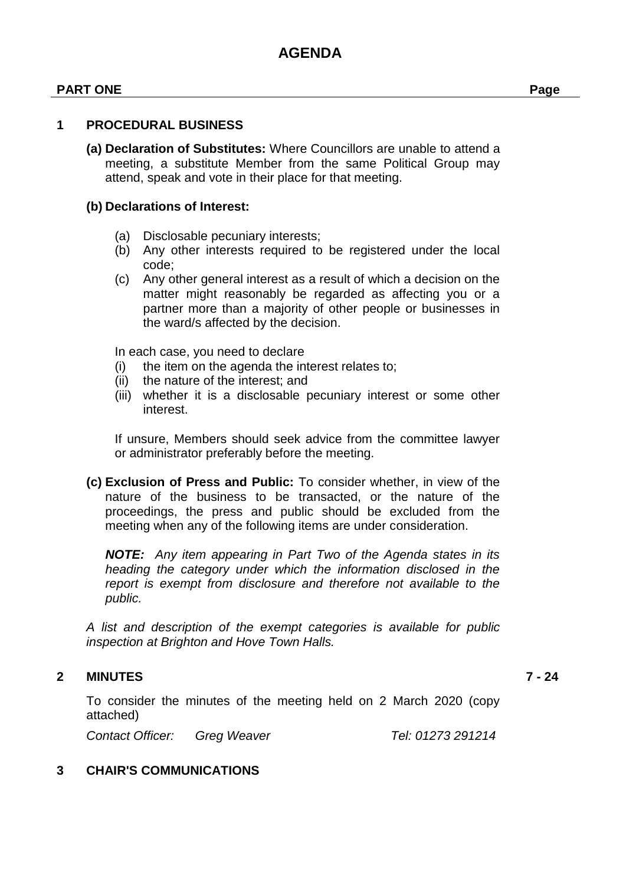# AGENDA

**PART ONE** **Page**

## 1 PROCEDURAL BUSINESS

**(a) Declaration of Substitutes:** Where Councillors are unable to attend a meeting, a substitute Member from the same Political Group may attend, speak and vote in their place for that meeting.

**(b) Declarations of Interest:**

(a) Disclosable pecuniary interests;
(b) Any other interests required to be registered under the local code;
(c) Any other general interest as a result of which a decision on the matter might reasonably be regarded as affecting you or a partner more than a majority of other people or businesses in the ward/s affected by the decision.

In each case, you need to declare
(i) the item on the agenda the interest relates to;
(ii) the nature of the interest; and
(iii) whether it is a disclosable pecuniary interest or some other interest.

If unsure, Members should seek advice from the committee lawyer or administrator preferably before the meeting.

**(c) Exclusion of Press and Public:** To consider whether, in view of the nature of the business to be transacted, or the nature of the proceedings, the press and public should be excluded from the meeting when any of the following items are under consideration.

***NOTE:*** *Any item appearing in Part Two of the Agenda states in its heading the category under which the information disclosed in the report is exempt from disclosure and therefore not available to the public.*

*A list and description of the exempt categories is available for public inspection at Brighton and Hove Town Halls.*

## 2 MINUTES — 7 - 24

To consider the minutes of the meeting held on 2 March 2020 (copy attached)

*Contact Officer: Greg Weaver Tel: 01273 291214*

## 3 CHAIR'S COMMUNICATIONS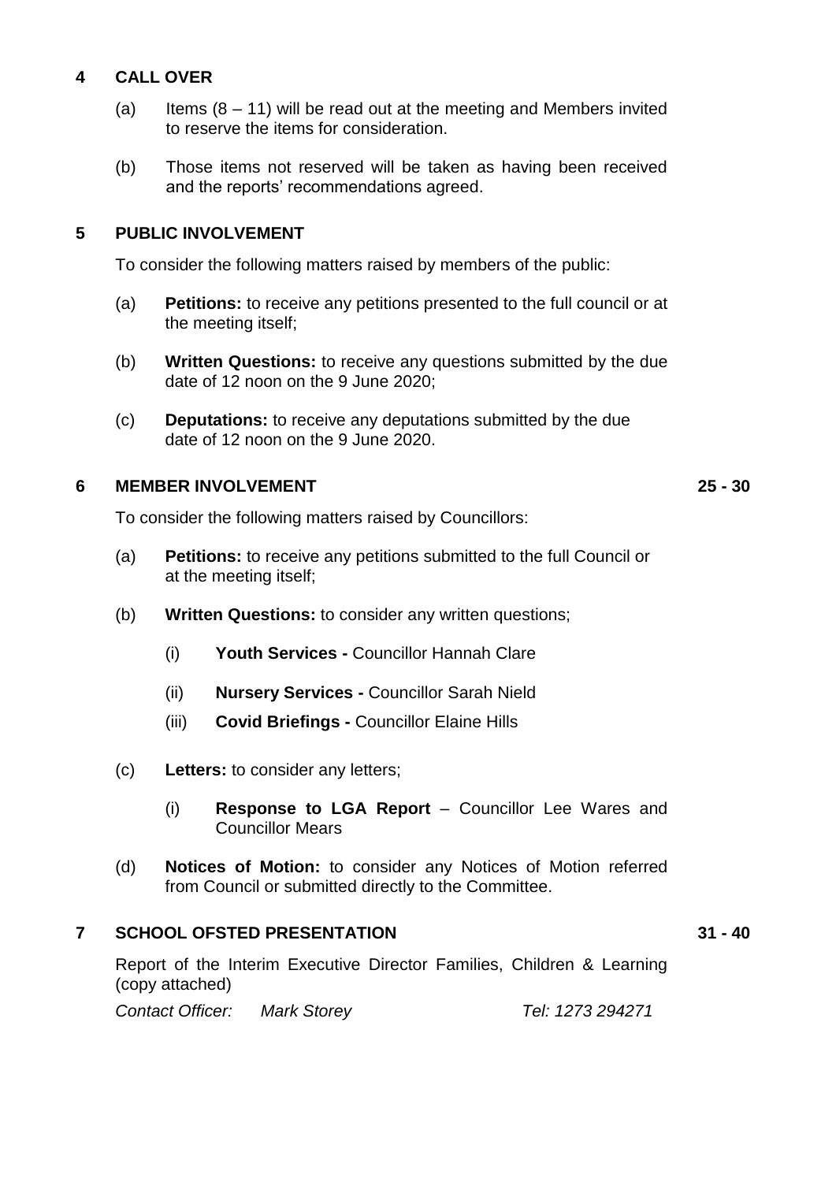## 4 CALL OVER

(a) Items (8 – 11) will be read out at the meeting and Members invited to reserve the items for consideration.

(b) Those items not reserved will be taken as having been received and the reports' recommendations agreed.

## 5 PUBLIC INVOLVEMENT

To consider the following matters raised by members of the public:

(a) **Petitions:** to receive any petitions presented to the full council or at the meeting itself;

(b) **Written Questions:** to receive any questions submitted by the due date of 12 noon on the 9 June 2020;

(c) **Deputations:** to receive any deputations submitted by the due date of 12 noon on the 9 June 2020.

## 6 MEMBER INVOLVEMENT — 25 - 30

To consider the following matters raised by Councillors:

(a) **Petitions:** to receive any petitions submitted to the full Council or at the meeting itself;

(b) **Written Questions:** to consider any written questions;

(i) **Youth Services -** Councillor Hannah Clare

(ii) **Nursery Services -** Councillor Sarah Nield

(iii) **Covid Briefings -** Councillor Elaine Hills

(c) **Letters:** to consider any letters;

(i) **Response to LGA Report** – Councillor Lee Wares and Councillor Mears

(d) **Notices of Motion:** to consider any Notices of Motion referred from Council or submitted directly to the Committee.

## 7 SCHOOL OFSTED PRESENTATION — 31 - 40

Report of the Interim Executive Director Families, Children & Learning (copy attached)

*Contact Officer: Mark Storey Tel: 1273 294271*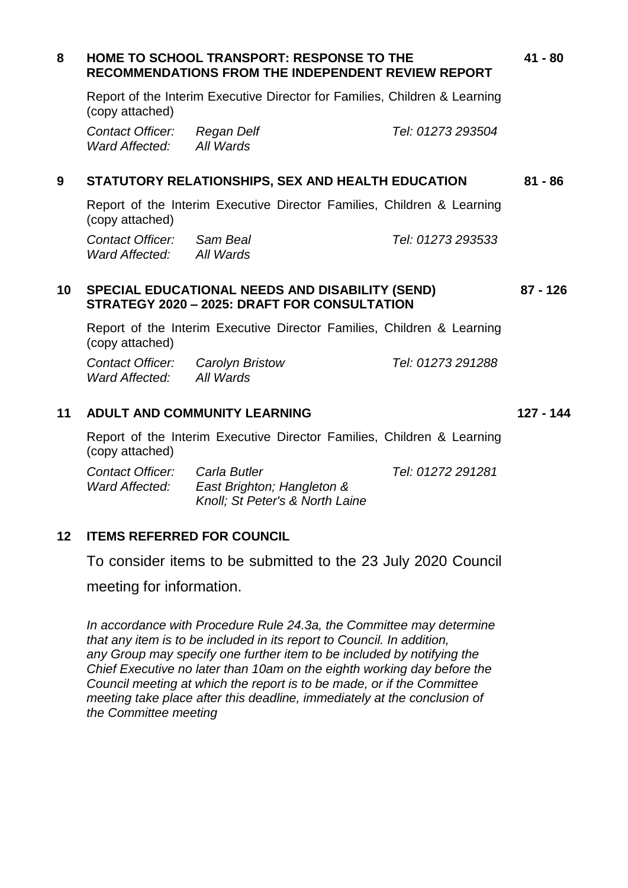**8 HOME TO SCHOOL TRANSPORT: RESPONSE TO THE RECOMMENDATIONS FROM THE INDEPENDENT REVIEW REPORT** — 41 - 80

Report of the Interim Executive Director for Families, Children & Learning (copy attached)

*Contact Officer:* *Regan Delf* *Tel: 01273 293504*
*Ward Affected:* *All Wards*

**9 STATUTORY RELATIONSHIPS, SEX AND HEALTH EDUCATION** — 81 - 86

Report of the Interim Executive Director Families, Children & Learning (copy attached)

*Contact Officer:* *Sam Beal* *Tel: 01273 293533*
*Ward Affected:* *All Wards*

**10 SPECIAL EDUCATIONAL NEEDS AND DISABILITY (SEND) STRATEGY 2020 – 2025: DRAFT FOR CONSULTATION** — 87 - 126

Report of the Interim Executive Director Families, Children & Learning (copy attached)

*Contact Officer:* *Carolyn Bristow* *Tel: 01273 291288*
*Ward Affected:* *All Wards*

**11 ADULT AND COMMUNITY LEARNING** — 127 - 144

Report of the Interim Executive Director Families, Children & Learning (copy attached)

*Contact Officer:* *Carla Butler* *Tel: 01272 291281*
*Ward Affected:* *East Brighton; Hangleton & Knoll; St Peter's & North Laine*

**12 ITEMS REFERRED FOR COUNCIL**

To consider items to be submitted to the 23 July 2020 Council meeting for information.

*In accordance with Procedure Rule 24.3a, the Committee may determine that any item is to be included in its report to Council. In addition, any Group may specify one further item to be included by notifying the Chief Executive no later than 10am on the eighth working day before the Council meeting at which the report is to be made, or if the Committee meeting take place after this deadline, immediately at the conclusion of the Committee meeting*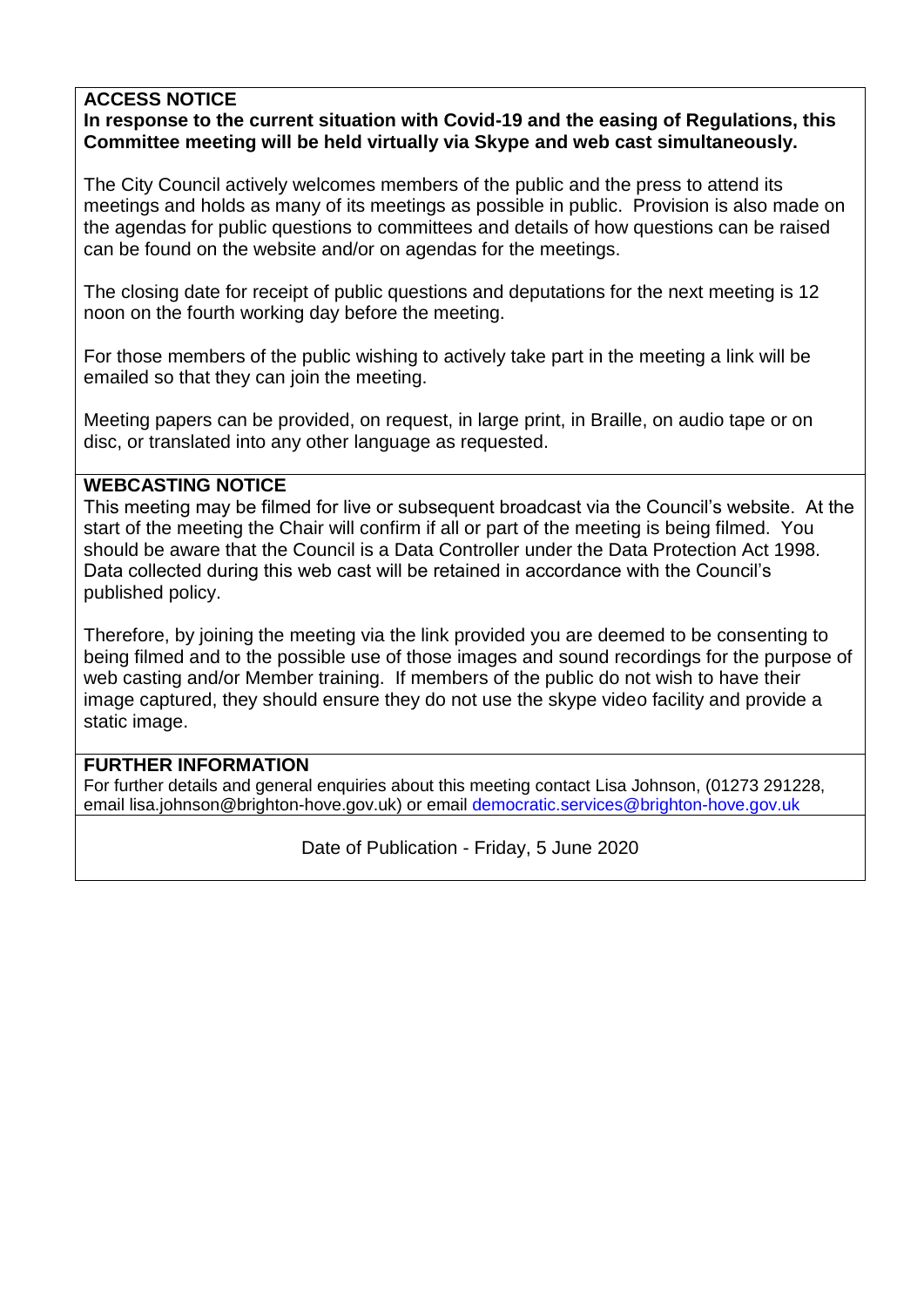## ACCESS NOTICE

**In response to the current situation with Covid-19 and the easing of Regulations, this Committee meeting will be held virtually via Skype and web cast simultaneously.**

The City Council actively welcomes members of the public and the press to attend its meetings and holds as many of its meetings as possible in public. Provision is also made on the agendas for public questions to committees and details of how questions can be raised can be found on the website and/or on agendas for the meetings.

The closing date for receipt of public questions and deputations for the next meeting is 12 noon on the fourth working day before the meeting.

For those members of the public wishing to actively take part in the meeting a link will be emailed so that they can join the meeting.

Meeting papers can be provided, on request, in large print, in Braille, on audio tape or on disc, or translated into any other language as requested.

## WEBCASTING NOTICE

This meeting may be filmed for live or subsequent broadcast via the Council's website. At the start of the meeting the Chair will confirm if all or part of the meeting is being filmed. You should be aware that the Council is a Data Controller under the Data Protection Act 1998. Data collected during this web cast will be retained in accordance with the Council's published policy.

Therefore, by joining the meeting via the link provided you are deemed to be consenting to being filmed and to the possible use of those images and sound recordings for the purpose of web casting and/or Member training. If members of the public do not wish to have their image captured, they should ensure they do not use the skype video facility and provide a static image.

## FURTHER INFORMATION

For further details and general enquiries about this meeting contact Lisa Johnson, (01273 291228, email lisa.johnson@brighton-hove.gov.uk) or email democratic.services@brighton-hove.gov.uk

Date of Publication - Friday, 5 June 2020